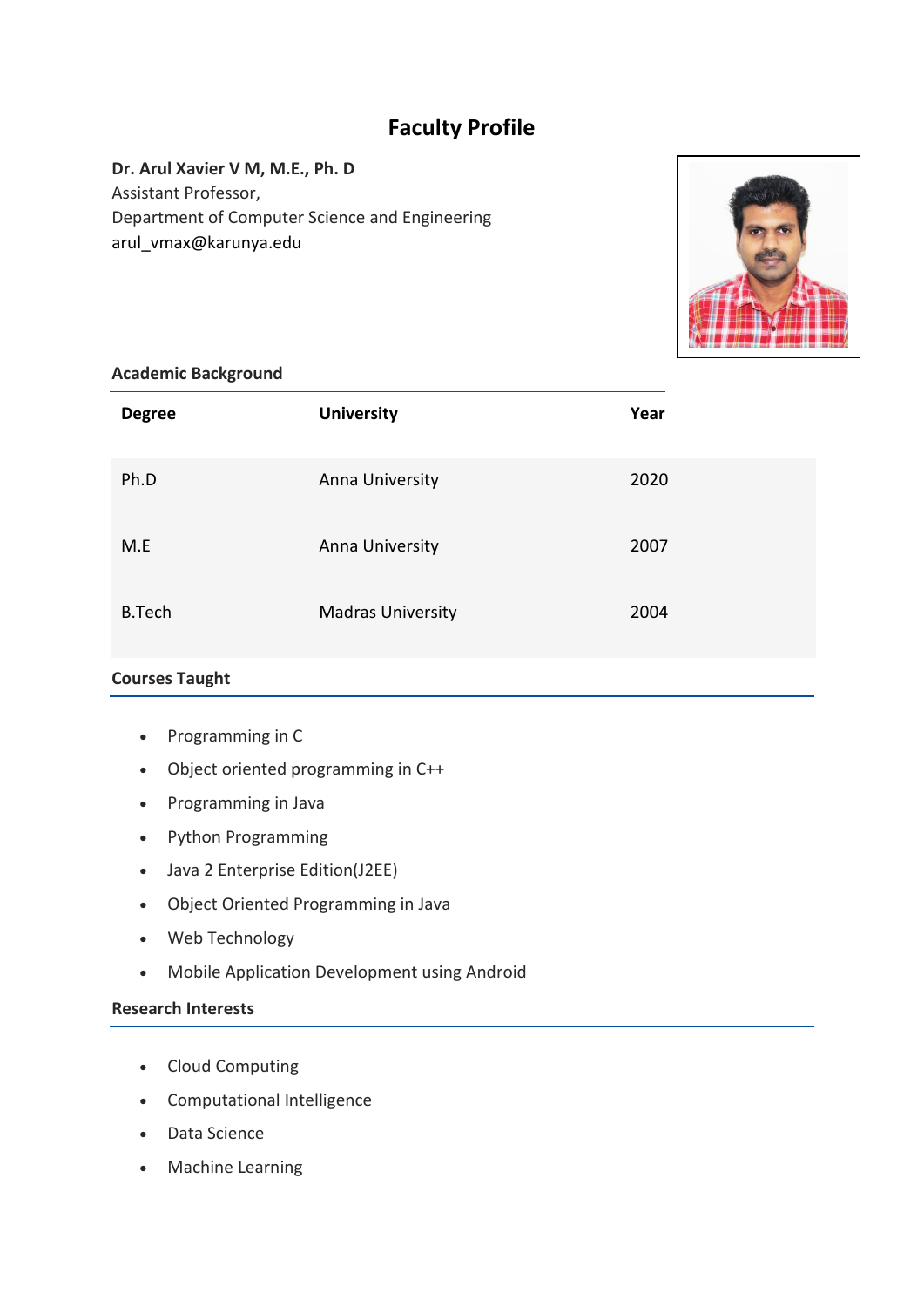# Faculty Profile

**Dr. Arul Xavier V M, M.E., Ph. D**
Assistant Professor,
Department of Computer Science and Engineering
arul_vmax@karunya.edu

## Academic Background

| Degree | University | Year |
|---|---|---|
| Ph.D | Anna University | 2020 |
| M.E | Anna University | 2007 |
| B.Tech | Madras University | 2004 |

## Courses Taught

- Programming in C
- Object oriented programming in C++
- Programming in Java
- Python Programming
- Java 2 Enterprise Edition(J2EE)
- Object Oriented Programming in Java
- Web Technology
- Mobile Application Development using Android

## Research Interests

- Cloud Computing
- Computational Intelligence
- Data Science
- Machine Learning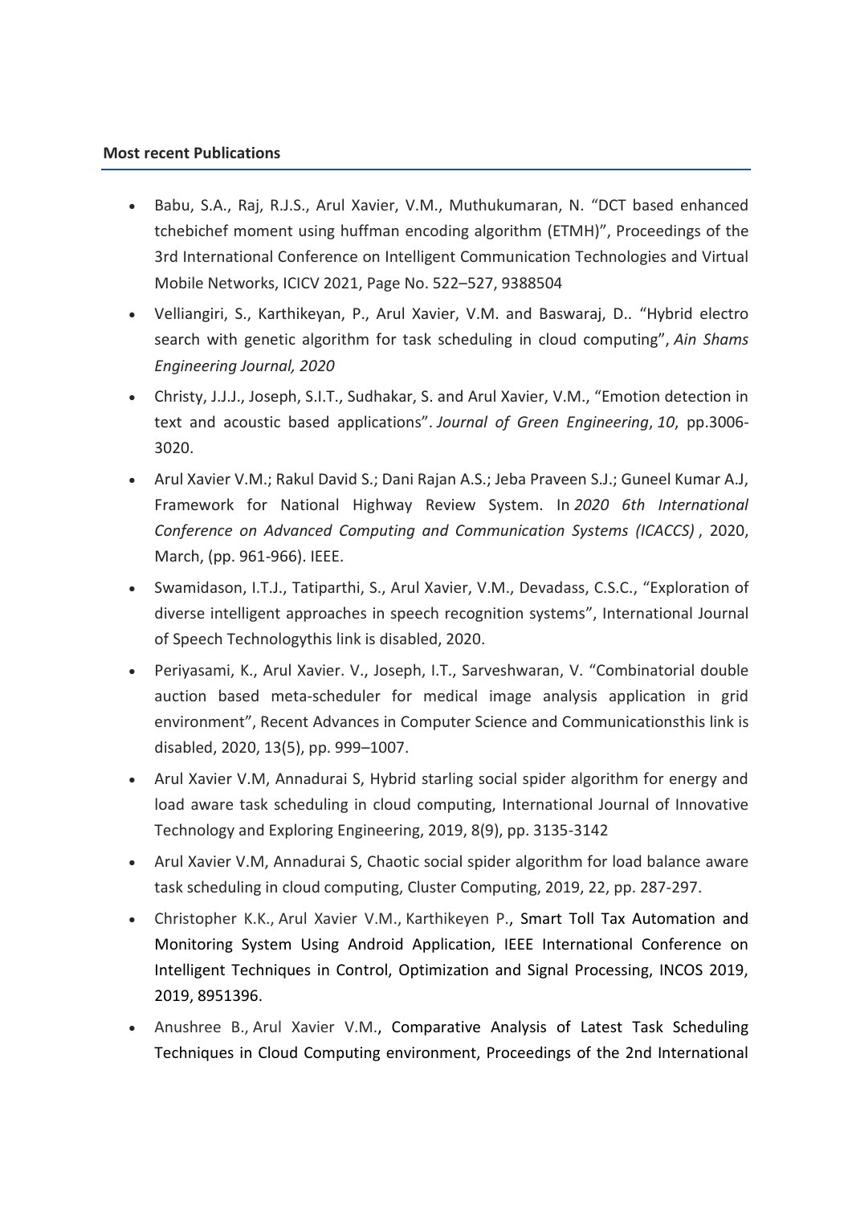**Most recent Publications**

- Babu, S.A., Raj, R.J.S., Arul Xavier, V.M., Muthukumaran, N. "DCT based enhanced tchebichef moment using huffman encoding algorithm (ETMH)", Proceedings of the 3rd International Conference on Intelligent Communication Technologies and Virtual Mobile Networks, ICICV 2021, Page No. 522–527, 9388504
- Velliangiri, S., Karthikeyan, P., Arul Xavier, V.M. and Baswaraj, D.. "Hybrid electro search with genetic algorithm for task scheduling in cloud computing", *Ain Shams Engineering Journal, 2020*
- Christy, J.J.J., Joseph, S.I.T., Sudhakar, S. and Arul Xavier, V.M., "Emotion detection in text and acoustic based applications". *Journal of Green Engineering*, *10*, pp.3006-3020.
- Arul Xavier V.M.; Rakul David S.; Dani Rajan A.S.; Jeba Praveen S.J.; Guneel Kumar A.J, Framework for National Highway Review System. In *2020 6th International Conference on Advanced Computing and Communication Systems (ICACCS)* , 2020, March, (pp. 961-966). IEEE.
- Swamidason, I.T.J., Tatiparthi, S., Arul Xavier, V.M., Devadass, C.S.C., "Exploration of diverse intelligent approaches in speech recognition systems", International Journal of Speech Technologythis link is disabled, 2020.
- Periyasami, K., Arul Xavier. V., Joseph, I.T., Sarveshwaran, V. "Combinatorial double auction based meta-scheduler for medical image analysis application in grid environment", Recent Advances in Computer Science and Communicationsthis link is disabled, 2020, 13(5), pp. 999–1007.
- Arul Xavier V.M, Annadurai S, Hybrid starling social spider algorithm for energy and load aware task scheduling in cloud computing, International Journal of Innovative Technology and Exploring Engineering, 2019, 8(9), pp. 3135-3142
- Arul Xavier V.M, Annadurai S, Chaotic social spider algorithm for load balance aware task scheduling in cloud computing, Cluster Computing, 2019, 22, pp. 287-297.
- Christopher K.K., Arul Xavier V.M., Karthikeyen P., Smart Toll Tax Automation and Monitoring System Using Android Application, IEEE International Conference on Intelligent Techniques in Control, Optimization and Signal Processing, INCOS 2019, 2019, 8951396.
- Anushree B., Arul Xavier V.M., Comparative Analysis of Latest Task Scheduling Techniques in Cloud Computing environment, Proceedings of the 2nd International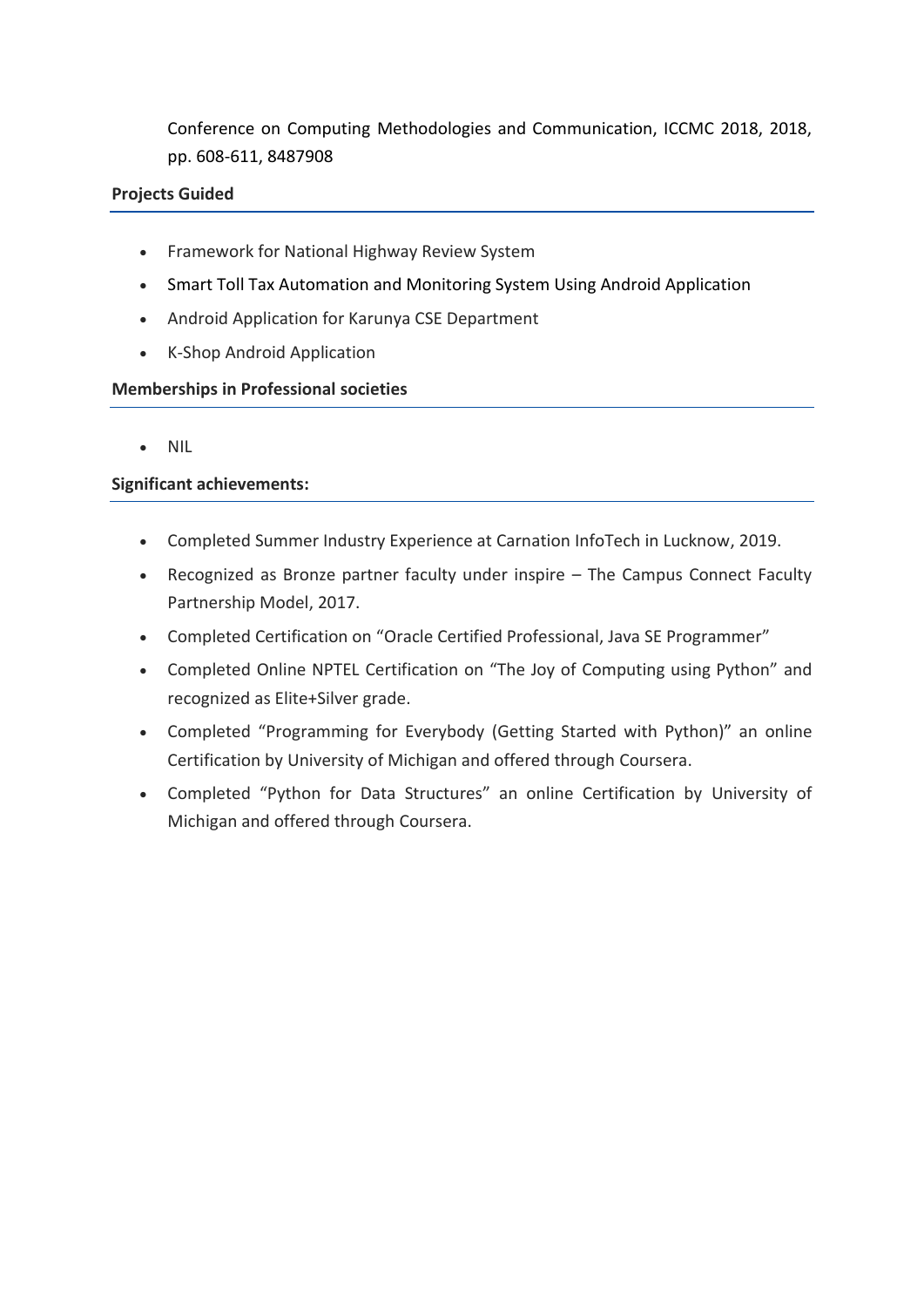Conference on Computing Methodologies and Communication, ICCMC 2018, 2018, pp. 608-611, 8487908

**Projects Guided**

- Framework for National Highway Review System
- Smart Toll Tax Automation and Monitoring System Using Android Application
- Android Application for Karunya CSE Department
- K-Shop Android Application

**Memberships in Professional societies**

- NIL

**Significant achievements:**

- Completed Summer Industry Experience at Carnation InfoTech in Lucknow, 2019.
- Recognized as Bronze partner faculty under inspire – The Campus Connect Faculty Partnership Model, 2017.
- Completed Certification on "Oracle Certified Professional, Java SE Programmer"
- Completed Online NPTEL Certification on "The Joy of Computing using Python" and recognized as Elite+Silver grade.
- Completed "Programming for Everybody (Getting Started with Python)" an online Certification by University of Michigan and offered through Coursera.
- Completed "Python for Data Structures" an online Certification by University of Michigan and offered through Coursera.